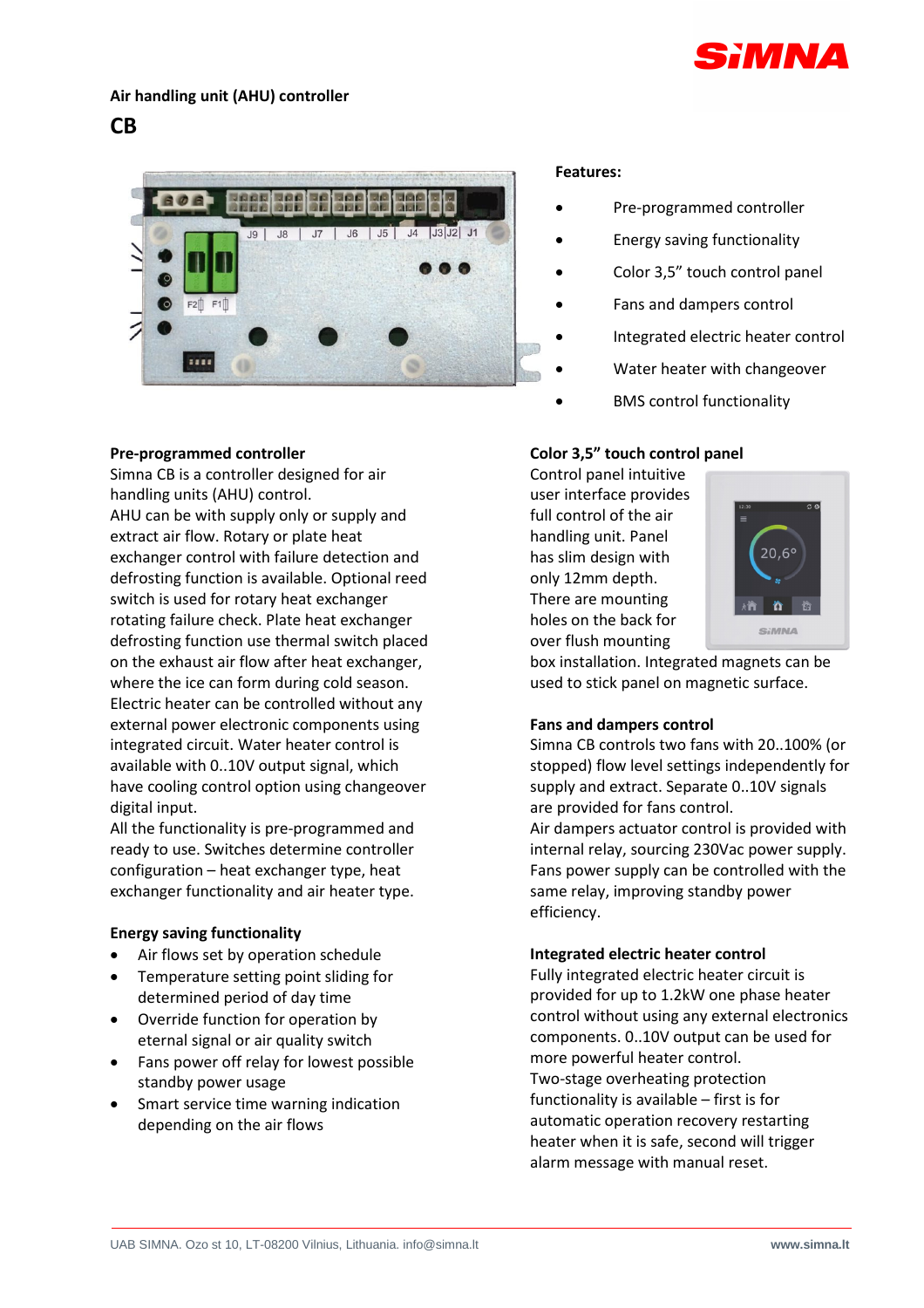SiMNA

Air handling unit (AHU) controller

# CB

**Features:**

- Pre-programmed controller
- Energy saving functionality
- Color 3,5" touch control panel
- Fans and dampers control
- Integrated electric heater control
- Water heater with changeover
- BMS control functionality

## Pre-programmed controller

Simna CB is a controller designed for air handling units (AHU) control.
AHU can be with supply only or supply and extract air flow. Rotary or plate heat exchanger control with failure detection and defrosting function is available. Optional reed switch is used for rotary heat exchanger rotating failure check. Plate heat exchanger defrosting function use thermal switch placed on the exhaust air flow after heat exchanger, where the ice can form during cold season.
Electric heater can be controlled without any external power electronic components using integrated circuit. Water heater control is available with 0..10V output signal, which have cooling control option using changeover digital input.
All the functionality is pre-programmed and ready to use. Switches determine controller configuration – heat exchanger type, heat exchanger functionality and air heater type.

## Energy saving functionality

- Air flows set by operation schedule
- Temperature setting point sliding for determined period of day time
- Override function for operation by eternal signal or air quality switch
- Fans power off relay for lowest possible standby power usage
- Smart service time warning indication depending on the air flows

## Color 3,5" touch control panel

Control panel intuitive user interface provides full control of the air handling unit. Panel has slim design with only 12mm depth. There are mounting holes on the back for over flush mounting box installation. Integrated magnets can be used to stick panel on magnetic surface.

## Fans and dampers control

Simna CB controls two fans with 20..100% (or stopped) flow level settings independently for supply and extract. Separate 0..10V signals are provided for fans control.
Air dampers actuator control is provided with internal relay, sourcing 230Vac power supply. Fans power supply can be controlled with the same relay, improving standby power efficiency.

## Integrated electric heater control

Fully integrated electric heater circuit is provided for up to 1.2kW one phase heater control without using any external electronics components. 0..10V output can be used for more powerful heater control.
Two-stage overheating protection functionality is available – first is for automatic operation recovery restarting heater when it is safe, second will trigger alarm message with manual reset.

UAB SIMNA. Ozo st 10, LT-08200 Vilnius, Lithuania. info@simna.lt www.simna.lt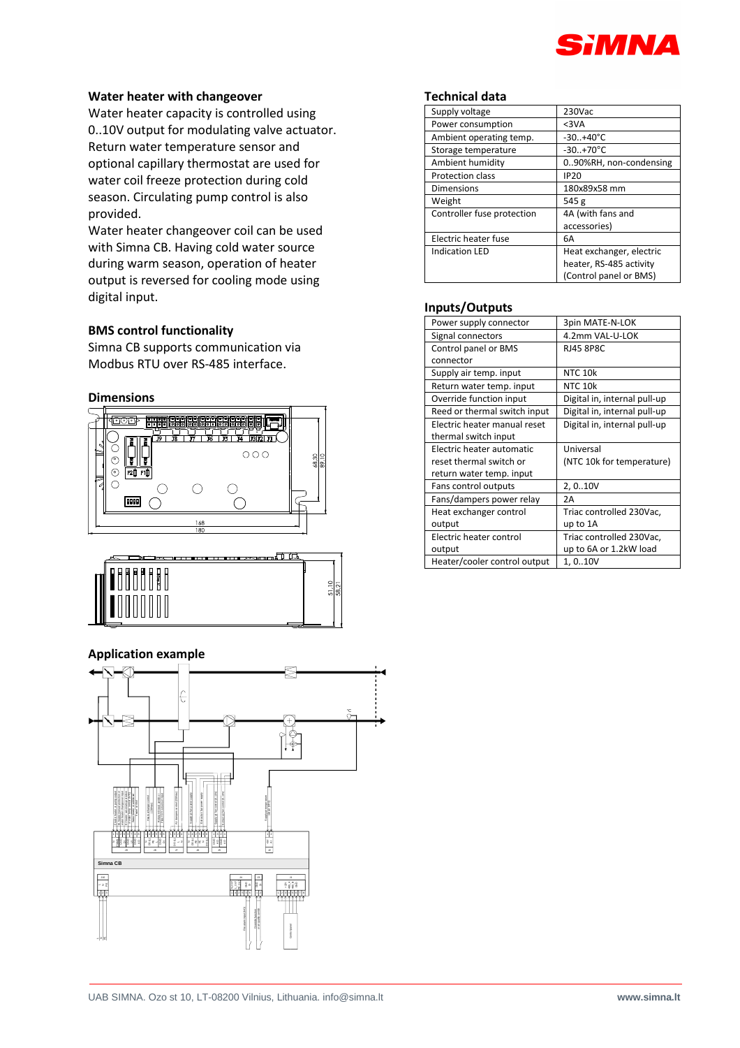## Water heater with changeover

Water heater capacity is controlled using 0..10V output for modulating valve actuator. Return water temperature sensor and optional capillary thermostat are used for water coil freeze protection during cold season. Circulating pump control is also provided.

Water heater changeover coil can be used with Simna CB. Having cold water source during warm season, operation of heater output is reversed for cooling mode using digital input.

## BMS control functionality

Simna CB supports communication via Modbus RTU over RS-485 interface.

## Dimensions

168
180
68.90
89.10
51.10
58.21

## Application example

Simna CB

## Technical data

| | |
|---|---|
| Supply voltage | 230Vac |
| Power consumption | <3VA |
| Ambient operating temp. | -30..+40°C |
| Storage temperature | -30..+70°C |
| Ambient humidity | 0..90%RH, non-condensing |
| Protection class | IP20 |
| Dimensions | 180x89x58 mm |
| Weight | 545 g |
| Controller fuse protection | 4A (with fans and accessories) |
| Electric heater fuse | 6A |
| Indication LED | Heat exchanger, electric heater, RS-485 activity (Control panel or BMS) |

## Inputs/Outputs

| | |
|---|---|
| Power supply connector | 3pin MATE-N-LOK |
| Signal connectors | 4.2mm VAL-U-LOK |
| Control panel or BMS connector | RJ45 8P8C |
| Supply air temp. input | NTC 10k |
| Return water temp. input | NTC 10k |
| Override function input | Digital in, internal pull-up |
| Reed or thermal switch input | Digital in, internal pull-up |
| Electric heater manual reset thermal switch input | Digital in, internal pull-up |
| Electric heater automatic reset thermal switch or return water temp. input | Universal (NTC 10k for temperature) |
| Fans control outputs | 2, 0..10V |
| Fans/dampers power relay | 2A |
| Heat exchanger control output | Triac controlled 230Vac, up to 1A |
| Electric heater control output | Triac controlled 230Vac, up to 6A or 1.2kW load |
| Heater/cooler control output | 1, 0..10V |